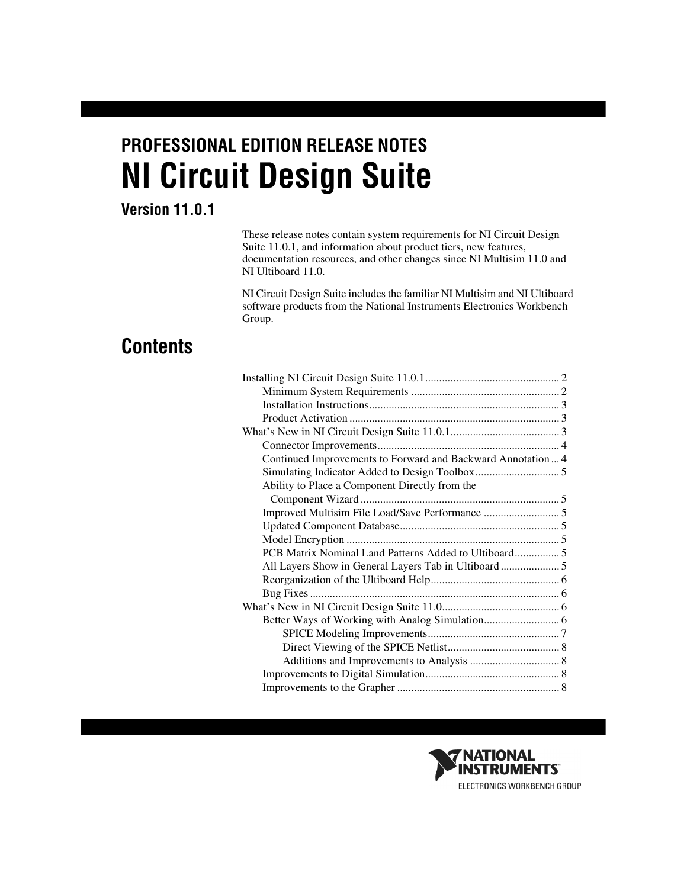PROFESSIONAL EDITION RELEASE NOTES

# NI Circuit Design Suite

### Version 11.0.1

These release notes contain system requirements for NI Circuit Design Suite 11.0.1, and information about product tiers, new features, documentation resources, and other changes since NI Multisim 11.0 and NI Ultiboard 11.0.

NI Circuit Design Suite includes the familiar NI Multisim and NI Ultiboard software products from the National Instruments Electronics Workbench Group.

## Contents

- Installing NI Circuit Design Suite 11.0.1 .......... 2
  - Minimum System Requirements .......... 2
  - Installation Instructions .......... 3
  - Product Activation .......... 3
- What's New in NI Circuit Design Suite 11.0.1 .......... 3
  - Connector Improvements .......... 4
  - Continued Improvements to Forward and Backward Annotation .......... 4
  - Simulating Indicator Added to Design Toolbox .......... 5
  - Ability to Place a Component Directly from the Component Wizard .......... 5
  - Improved Multisim File Load/Save Performance .......... 5
  - Updated Component Database .......... 5
  - Model Encryption .......... 5
  - PCB Matrix Nominal Land Patterns Added to Ultiboard .......... 5
  - All Layers Show in General Layers Tab in Ultiboard .......... 5
  - Reorganization of the Ultiboard Help .......... 6
  - Bug Fixes .......... 6
- What's New in NI Circuit Design Suite 11.0 .......... 6
  - Better Ways of Working with Analog Simulation .......... 6
    - SPICE Modeling Improvements .......... 7
    - Direct Viewing of the SPICE Netlist .......... 8
    - Additions and Improvements to Analysis .......... 8
  - Improvements to Digital Simulation .......... 8
  - Improvements to the Grapher .......... 8

NATIONAL INSTRUMENTS™
ELECTRONICS WORKBENCH GROUP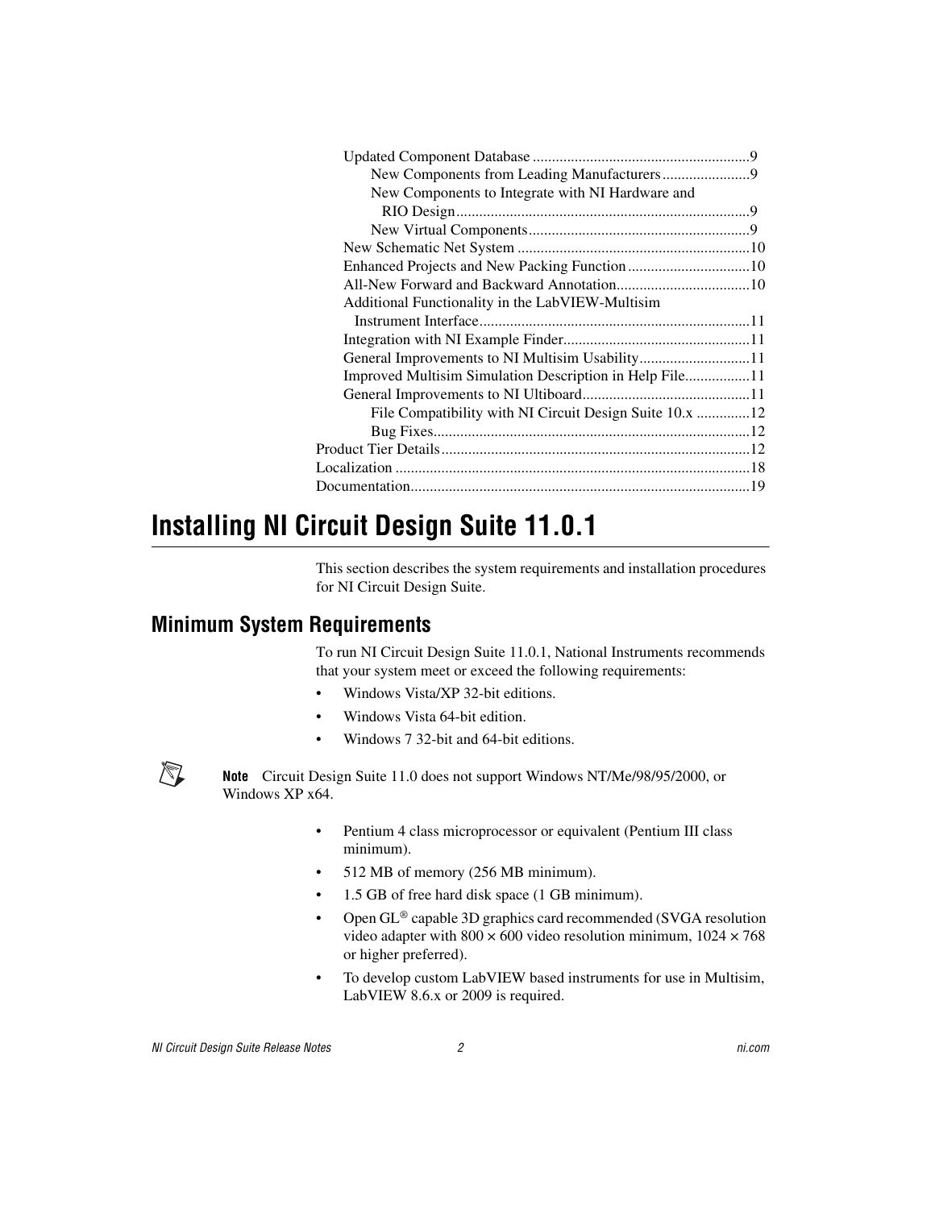- Updated Component Database .........................................................9
  - New Components from Leading Manufacturers.......................9
  - New Components to Integrate with NI Hardware and RIO Design............................................................................9
  - New Virtual Components...........................................................9
- New Schematic Net System .............................................................10
- Enhanced Projects and New Packing Function................................10
- All-New Forward and Backward Annotation...................................10
- Additional Functionality in the LabVIEW-Multisim Instrument Interface......................................................................11
- Integration with NI Example Finder.................................................11
- General Improvements to NI Multisim Usability.............................11
- Improved Multisim Simulation Description in Help File.................11
- General Improvements to NI Ultiboard............................................11
  - File Compatibility with NI Circuit Design Suite 10.x ..............12
  - Bug Fixes..................................................................................12

Product Tier Details.................................................................................12

Localization ............................................................................................18

Documentation.........................................................................................19

# Installing NI Circuit Design Suite 11.0.1

This section describes the system requirements and installation procedures for NI Circuit Design Suite.

## Minimum System Requirements

To run NI Circuit Design Suite 11.0.1, National Instruments recommends that your system meet or exceed the following requirements:

- Windows Vista/XP 32-bit editions.
- Windows Vista 64-bit edition.
- Windows 7 32-bit and 64-bit editions.

**Note** Circuit Design Suite 11.0 does not support Windows NT/Me/98/95/2000, or Windows XP x64.

- Pentium 4 class microprocessor or equivalent (Pentium III class minimum).
- 512 MB of memory (256 MB minimum).
- 1.5 GB of free hard disk space (1 GB minimum).
- Open GL® capable 3D graphics card recommended (SVGA resolution video adapter with 800 × 600 video resolution minimum, 1024 × 768 or higher preferred).
- To develop custom LabVIEW based instruments for use in Multisim, LabVIEW 8.6.x or 2009 is required.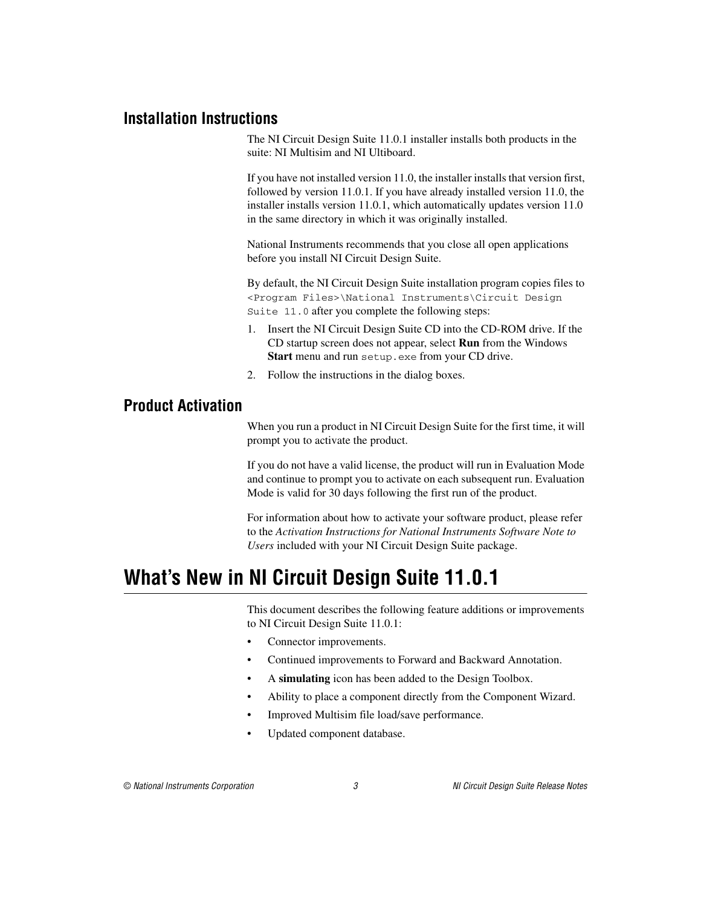## Installation Instructions

The NI Circuit Design Suite 11.0.1 installer installs both products in the suite: NI Multisim and NI Ultiboard.

If you have not installed version 11.0, the installer installs that version first, followed by version 11.0.1. If you have already installed version 11.0, the installer installs version 11.0.1, which automatically updates version 11.0 in the same directory in which it was originally installed.

National Instruments recommends that you close all open applications before you install NI Circuit Design Suite.

By default, the NI Circuit Design Suite installation program copies files to `<Program Files>\National Instruments\Circuit Design Suite 11.0` after you complete the following steps:

1. Insert the NI Circuit Design Suite CD into the CD-ROM drive. If the CD startup screen does not appear, select **Run** from the Windows **Start** menu and run `setup.exe` from your CD drive.
2. Follow the instructions in the dialog boxes.

## Product Activation

When you run a product in NI Circuit Design Suite for the first time, it will prompt you to activate the product.

If you do not have a valid license, the product will run in Evaluation Mode and continue to prompt you to activate on each subsequent run. Evaluation Mode is valid for 30 days following the first run of the product.

For information about how to activate your software product, please refer to the *Activation Instructions for National Instruments Software Note to Users* included with your NI Circuit Design Suite package.

# What's New in NI Circuit Design Suite 11.0.1

This document describes the following feature additions or improvements to NI Circuit Design Suite 11.0.1:

- Connector improvements.
- Continued improvements to Forward and Backward Annotation.
- A **simulating** icon has been added to the Design Toolbox.
- Ability to place a component directly from the Component Wizard.
- Improved Multisim file load/save performance.
- Updated component database.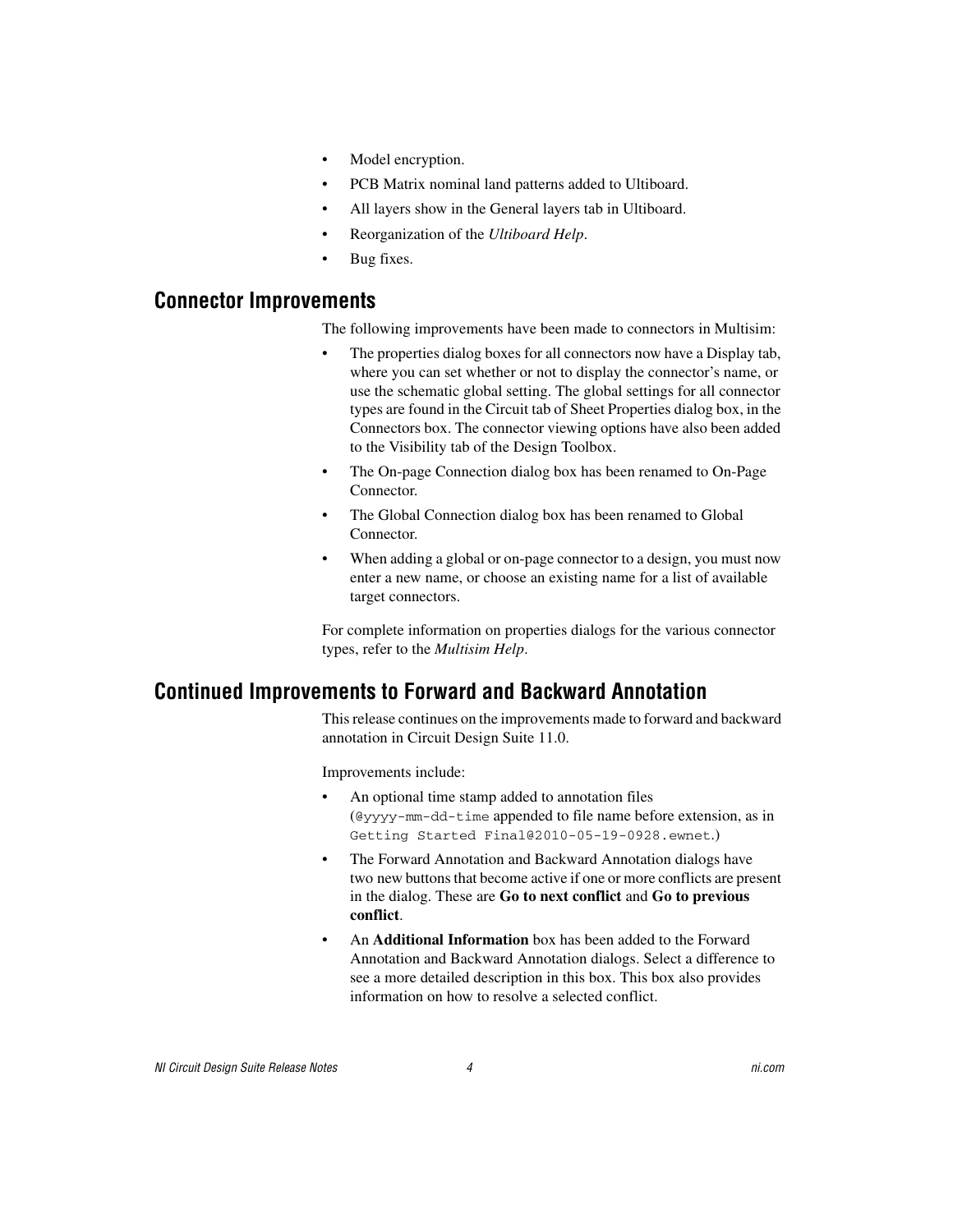- Model encryption.
- PCB Matrix nominal land patterns added to Ultiboard.
- All layers show in the General layers tab in Ultiboard.
- Reorganization of the *Ultiboard Help*.
- Bug fixes.

## Connector Improvements

The following improvements have been made to connectors in Multisim:

- The properties dialog boxes for all connectors now have a Display tab, where you can set whether or not to display the connector's name, or use the schematic global setting. The global settings for all connector types are found in the Circuit tab of Sheet Properties dialog box, in the Connectors box. The connector viewing options have also been added to the Visibility tab of the Design Toolbox.
- The On-page Connection dialog box has been renamed to On-Page Connector.
- The Global Connection dialog box has been renamed to Global Connector.
- When adding a global or on-page connector to a design, you must now enter a new name, or choose an existing name for a list of available target connectors.

For complete information on properties dialogs for the various connector types, refer to the *Multisim Help*.

## Continued Improvements to Forward and Backward Annotation

This release continues on the improvements made to forward and backward annotation in Circuit Design Suite 11.0.

Improvements include:

- An optional time stamp added to annotation files (`@yyyy-mm-dd-time` appended to file name before extension, as in `Getting Started Final@2010-05-19-0928.ewnet`.)
- The Forward Annotation and Backward Annotation dialogs have two new buttons that become active if one or more conflicts are present in the dialog. These are **Go to next conflict** and **Go to previous conflict**.
- An **Additional Information** box has been added to the Forward Annotation and Backward Annotation dialogs. Select a difference to see a more detailed description in this box. This box also provides information on how to resolve a selected conflict.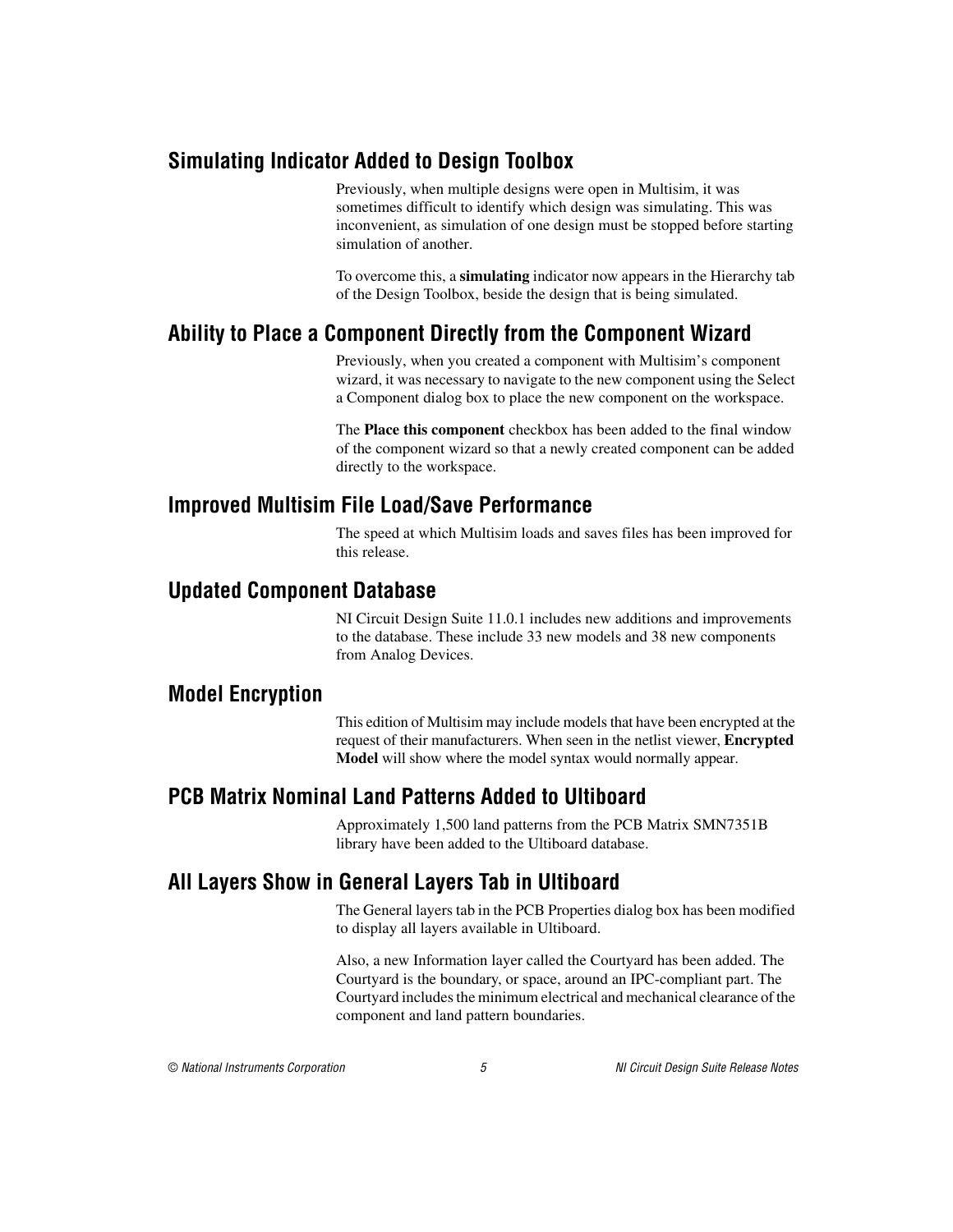## Simulating Indicator Added to Design Toolbox

Previously, when multiple designs were open in Multisim, it was sometimes difficult to identify which design was simulating. This was inconvenient, as simulation of one design must be stopped before starting simulation of another.

To overcome this, a **simulating** indicator now appears in the Hierarchy tab of the Design Toolbox, beside the design that is being simulated.

## Ability to Place a Component Directly from the Component Wizard

Previously, when you created a component with Multisim's component wizard, it was necessary to navigate to the new component using the Select a Component dialog box to place the new component on the workspace.

The **Place this component** checkbox has been added to the final window of the component wizard so that a newly created component can be added directly to the workspace.

## Improved Multisim File Load/Save Performance

The speed at which Multisim loads and saves files has been improved for this release.

## Updated Component Database

NI Circuit Design Suite 11.0.1 includes new additions and improvements to the database. These include 33 new models and 38 new components from Analog Devices.

## Model Encryption

This edition of Multisim may include models that have been encrypted at the request of their manufacturers. When seen in the netlist viewer, **Encrypted Model** will show where the model syntax would normally appear.

## PCB Matrix Nominal Land Patterns Added to Ultiboard

Approximately 1,500 land patterns from the PCB Matrix SMN7351B library have been added to the Ultiboard database.

## All Layers Show in General Layers Tab in Ultiboard

The General layers tab in the PCB Properties dialog box has been modified to display all layers available in Ultiboard.

Also, a new Information layer called the Courtyard has been added. The Courtyard is the boundary, or space, around an IPC-compliant part. The Courtyard includes the minimum electrical and mechanical clearance of the component and land pattern boundaries.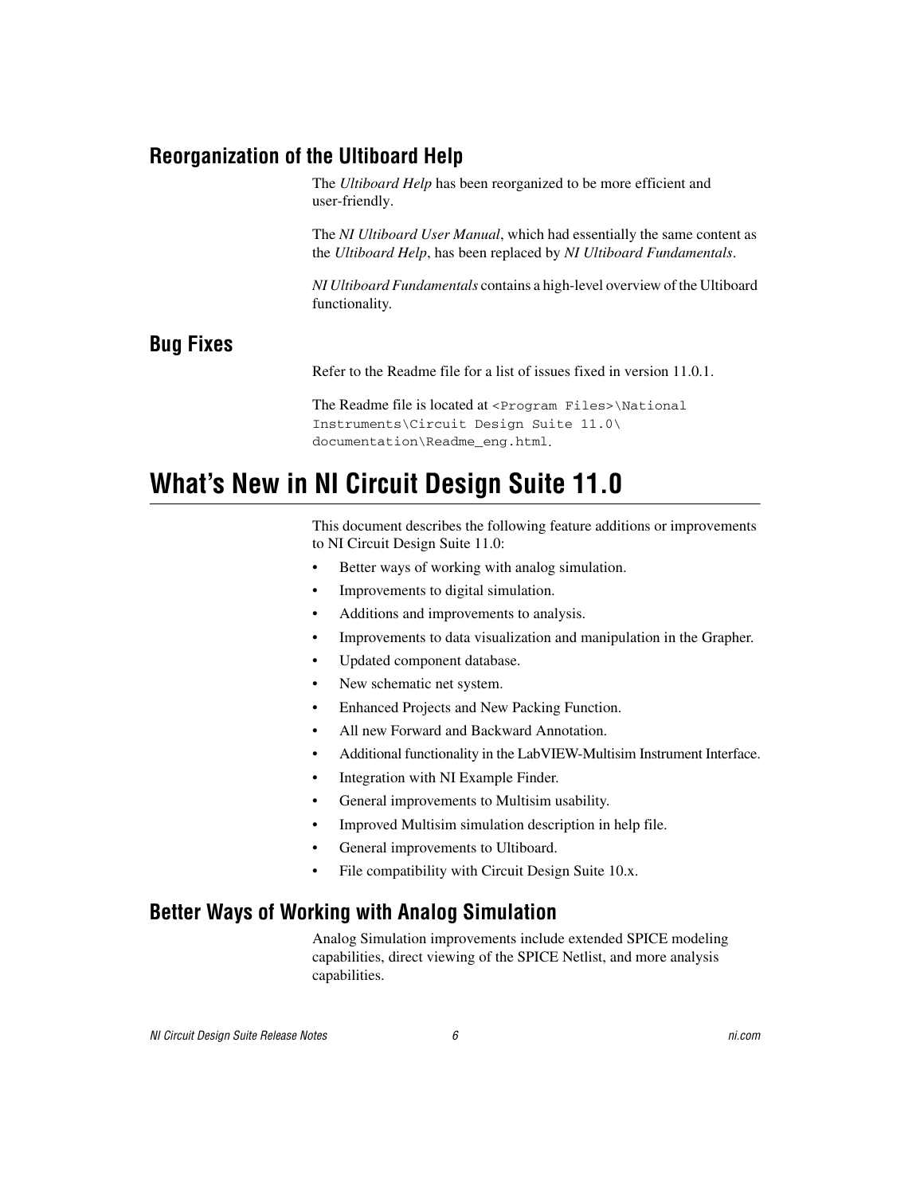## Reorganization of the Ultiboard Help

The *Ultiboard Help* has been reorganized to be more efficient and user-friendly.

The *NI Ultiboard User Manual*, which had essentially the same content as the *Ultiboard Help*, has been replaced by *NI Ultiboard Fundamentals*.

*NI Ultiboard Fundamentals* contains a high-level overview of the Ultiboard functionality.

## Bug Fixes

Refer to the Readme file for a list of issues fixed in version 11.0.1.

The Readme file is located at `<Program Files>\National Instruments\Circuit Design Suite 11.0\documentation\Readme_eng.html`.

# What's New in NI Circuit Design Suite 11.0

This document describes the following feature additions or improvements to NI Circuit Design Suite 11.0:

- Better ways of working with analog simulation.
- Improvements to digital simulation.
- Additions and improvements to analysis.
- Improvements to data visualization and manipulation in the Grapher.
- Updated component database.
- New schematic net system.
- Enhanced Projects and New Packing Function.
- All new Forward and Backward Annotation.
- Additional functionality in the LabVIEW-Multisim Instrument Interface.
- Integration with NI Example Finder.
- General improvements to Multisim usability.
- Improved Multisim simulation description in help file.
- General improvements to Ultiboard.
- File compatibility with Circuit Design Suite 10.x.

## Better Ways of Working with Analog Simulation

Analog Simulation improvements include extended SPICE modeling capabilities, direct viewing of the SPICE Netlist, and more analysis capabilities.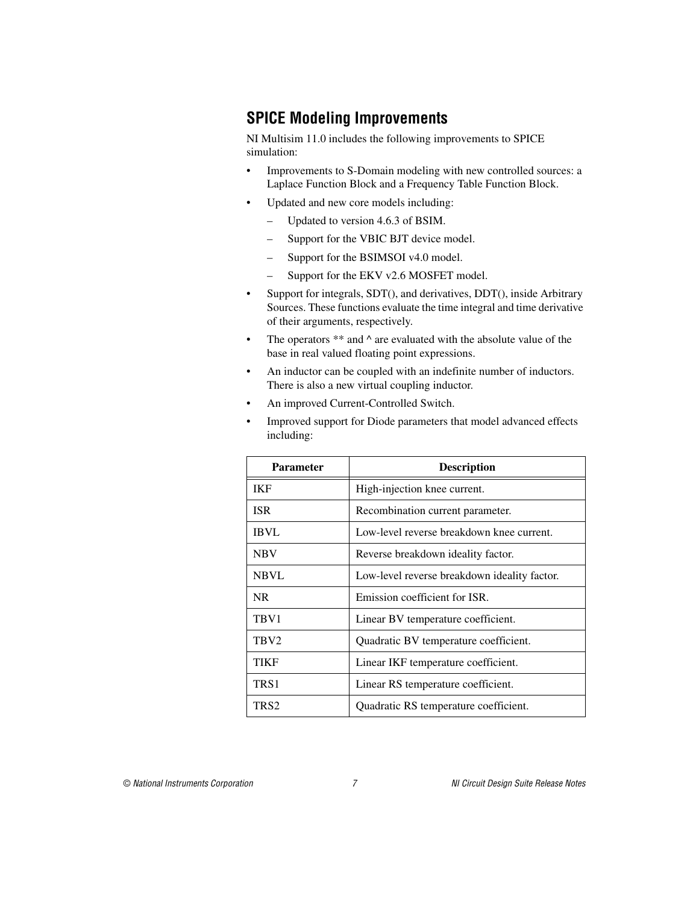## SPICE Modeling Improvements

NI Multisim 11.0 includes the following improvements to SPICE simulation:

- Improvements to S-Domain modeling with new controlled sources: a Laplace Function Block and a Frequency Table Function Block.
- Updated and new core models including:
  - Updated to version 4.6.3 of BSIM.
  - Support for the VBIC BJT device model.
  - Support for the BSIMSOI v4.0 model.
  - Support for the EKV v2.6 MOSFET model.
- Support for integrals, SDT(), and derivatives, DDT(), inside Arbitrary Sources. These functions evaluate the time integral and time derivative of their arguments, respectively.
- The operators ** and ^ are evaluated with the absolute value of the base in real valued floating point expressions.
- An inductor can be coupled with an indefinite number of inductors. There is also a new virtual coupling inductor.
- An improved Current-Controlled Switch.
- Improved support for Diode parameters that model advanced effects including:

| Parameter | Description |
| --- | --- |
| IKF | High-injection knee current. |
| ISR | Recombination current parameter. |
| IBVL | Low-level reverse breakdown knee current. |
| NBV | Reverse breakdown ideality factor. |
| NBVL | Low-level reverse breakdown ideality factor. |
| NR | Emission coefficient for ISR. |
| TBV1 | Linear BV temperature coefficient. |
| TBV2 | Quadratic BV temperature coefficient. |
| TIKF | Linear IKF temperature coefficient. |
| TRS1 | Linear RS temperature coefficient. |
| TRS2 | Quadratic RS temperature coefficient. |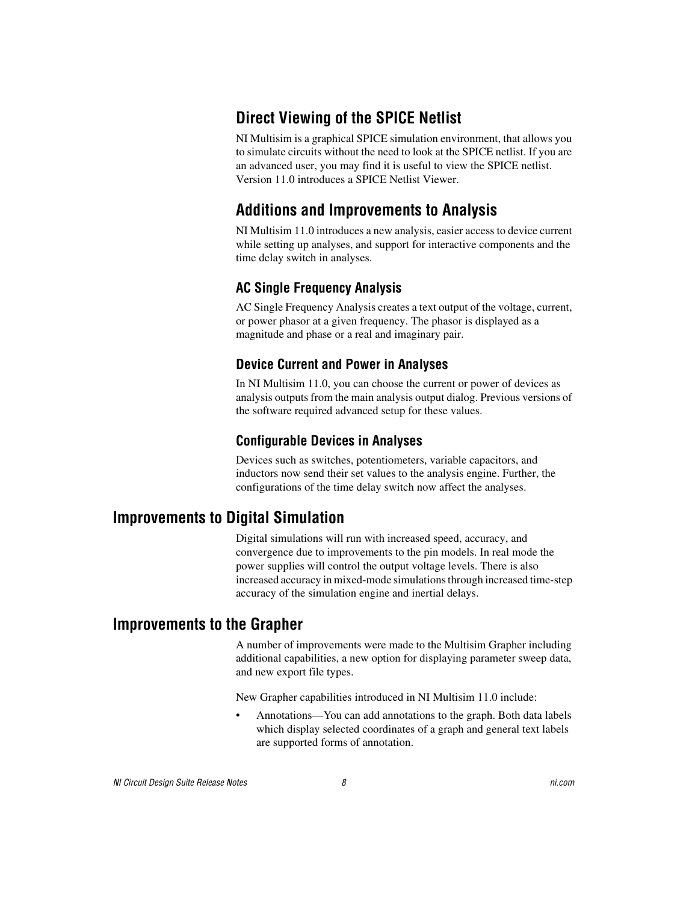### Direct Viewing of the SPICE Netlist

NI Multisim is a graphical SPICE simulation environment, that allows you to simulate circuits without the need to look at the SPICE netlist. If you are an advanced user, you may find it is useful to view the SPICE netlist. Version 11.0 introduces a SPICE Netlist Viewer.

### Additions and Improvements to Analysis

NI Multisim 11.0 introduces a new analysis, easier access to device current while setting up analyses, and support for interactive components and the time delay switch in analyses.

#### AC Single Frequency Analysis

AC Single Frequency Analysis creates a text output of the voltage, current, or power phasor at a given frequency. The phasor is displayed as a magnitude and phase or a real and imaginary pair.

#### Device Current and Power in Analyses

In NI Multisim 11.0, you can choose the current or power of devices as analysis outputs from the main analysis output dialog. Previous versions of the software required advanced setup for these values.

#### Configurable Devices in Analyses

Devices such as switches, potentiometers, variable capacitors, and inductors now send their set values to the analysis engine. Further, the configurations of the time delay switch now affect the analyses.

## Improvements to Digital Simulation

Digital simulations will run with increased speed, accuracy, and convergence due to improvements to the pin models. In real mode the power supplies will control the output voltage levels. There is also increased accuracy in mixed-mode simulations through increased time-step accuracy of the simulation engine and inertial delays.

## Improvements to the Grapher

A number of improvements were made to the Multisim Grapher including additional capabilities, a new option for displaying parameter sweep data, and new export file types.

New Grapher capabilities introduced in NI Multisim 11.0 include:

- Annotations—You can add annotations to the graph. Both data labels which display selected coordinates of a graph and general text labels are supported forms of annotation.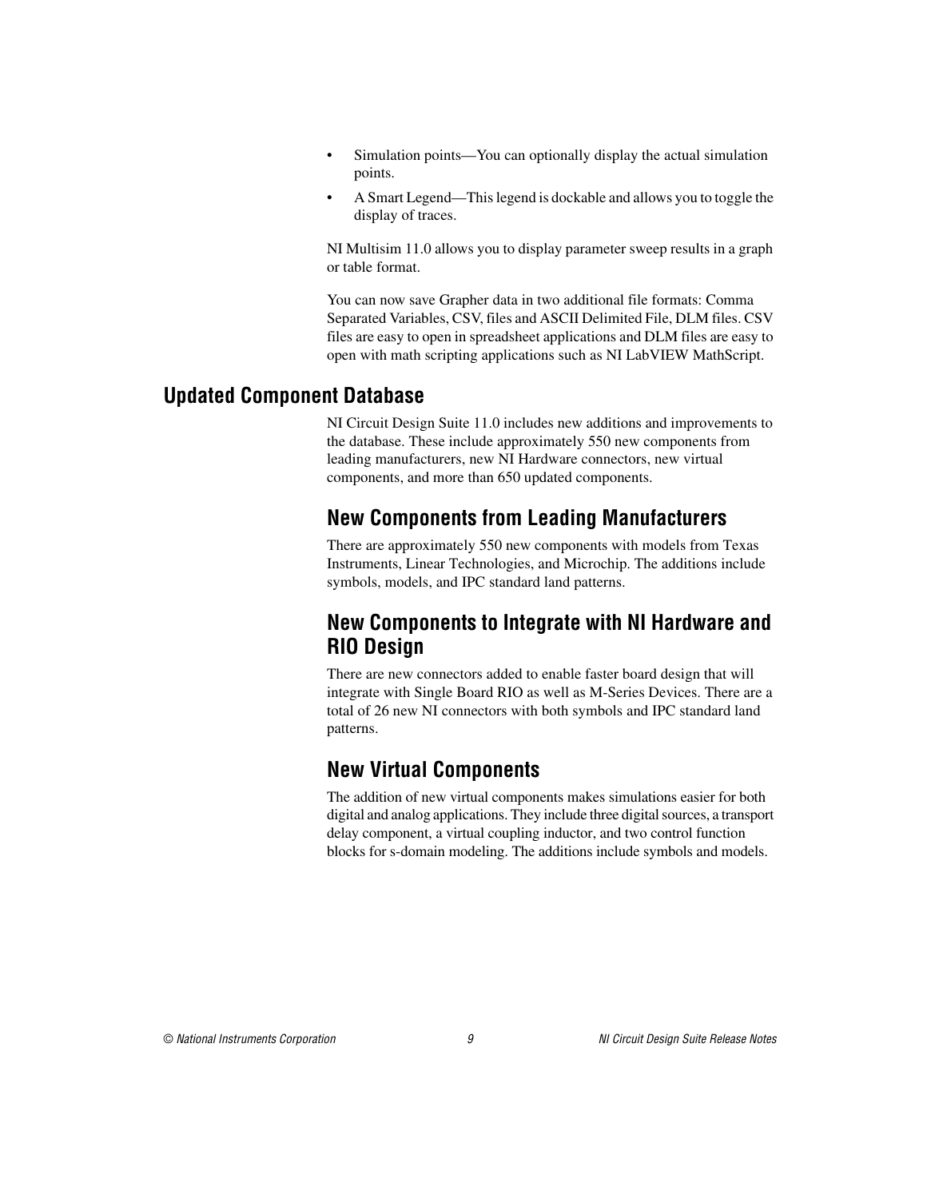- Simulation points—You can optionally display the actual simulation points.
- A Smart Legend—This legend is dockable and allows you to toggle the display of traces.

NI Multisim 11.0 allows you to display parameter sweep results in a graph or table format.

You can now save Grapher data in two additional file formats: Comma Separated Variables, CSV, files and ASCII Delimited File, DLM files. CSV files are easy to open in spreadsheet applications and DLM files are easy to open with math scripting applications such as NI LabVIEW MathScript.

## Updated Component Database

NI Circuit Design Suite 11.0 includes new additions and improvements to the database. These include approximately 550 new components from leading manufacturers, new NI Hardware connectors, new virtual components, and more than 650 updated components.

### New Components from Leading Manufacturers

There are approximately 550 new components with models from Texas Instruments, Linear Technologies, and Microchip. The additions include symbols, models, and IPC standard land patterns.

### New Components to Integrate with NI Hardware and RIO Design

There are new connectors added to enable faster board design that will integrate with Single Board RIO as well as M-Series Devices. There are a total of 26 new NI connectors with both symbols and IPC standard land patterns.

### New Virtual Components

The addition of new virtual components makes simulations easier for both digital and analog applications. They include three digital sources, a transport delay component, a virtual coupling inductor, and two control function blocks for s-domain modeling. The additions include symbols and models.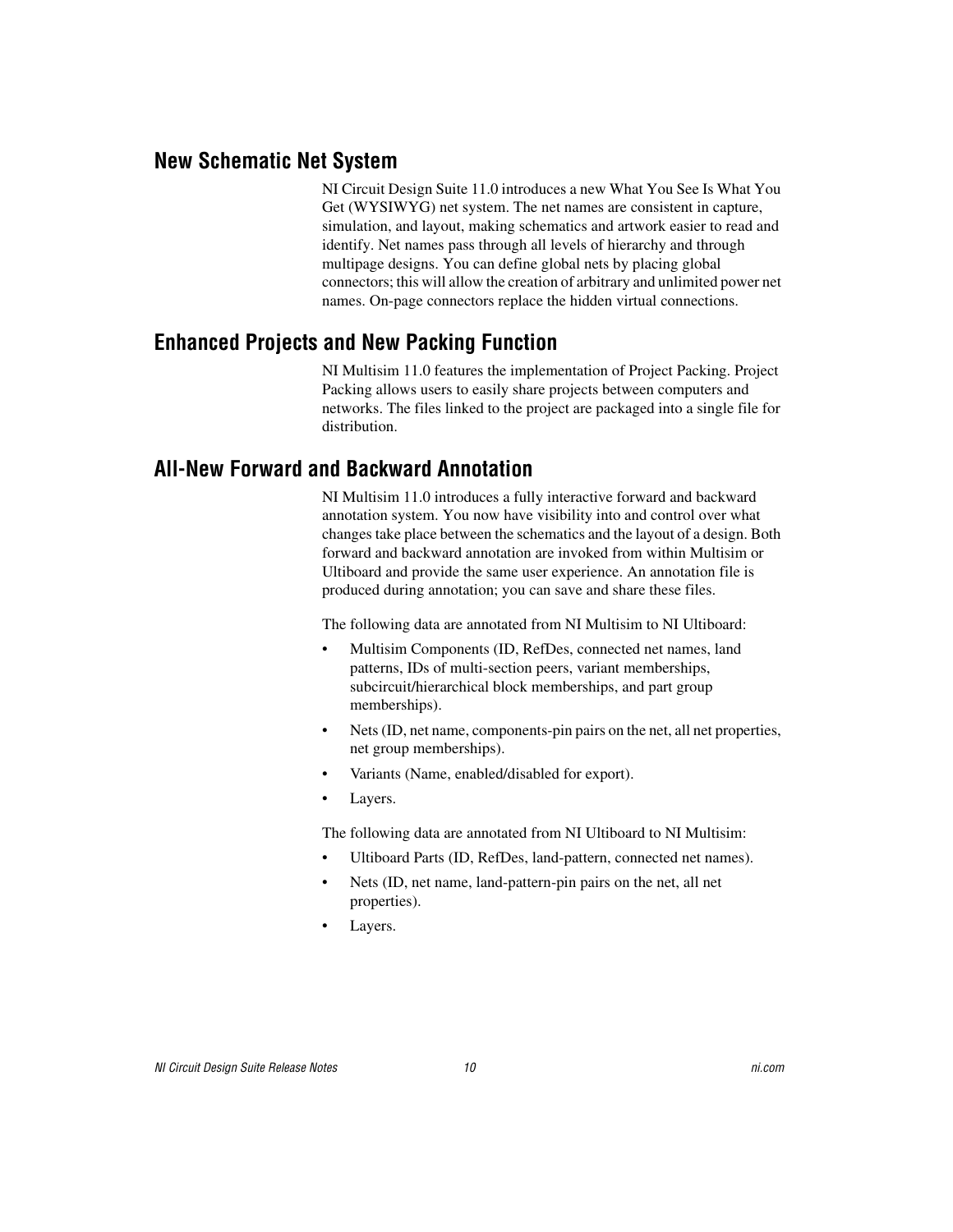## New Schematic Net System

NI Circuit Design Suite 11.0 introduces a new What You See Is What You Get (WYSIWYG) net system. The net names are consistent in capture, simulation, and layout, making schematics and artwork easier to read and identify. Net names pass through all levels of hierarchy and through multipage designs. You can define global nets by placing global connectors; this will allow the creation of arbitrary and unlimited power net names. On-page connectors replace the hidden virtual connections.

## Enhanced Projects and New Packing Function

NI Multisim 11.0 features the implementation of Project Packing. Project Packing allows users to easily share projects between computers and networks. The files linked to the project are packaged into a single file for distribution.

## All-New Forward and Backward Annotation

NI Multisim 11.0 introduces a fully interactive forward and backward annotation system. You now have visibility into and control over what changes take place between the schematics and the layout of a design. Both forward and backward annotation are invoked from within Multisim or Ultiboard and provide the same user experience. An annotation file is produced during annotation; you can save and share these files.

The following data are annotated from NI Multisim to NI Ultiboard:

- Multisim Components (ID, RefDes, connected net names, land patterns, IDs of multi-section peers, variant memberships, subcircuit/hierarchical block memberships, and part group memberships).
- Nets (ID, net name, components-pin pairs on the net, all net properties, net group memberships).
- Variants (Name, enabled/disabled for export).
- Layers.

The following data are annotated from NI Ultiboard to NI Multisim:

- Ultiboard Parts (ID, RefDes, land-pattern, connected net names).
- Nets (ID, net name, land-pattern-pin pairs on the net, all net properties).
- Layers.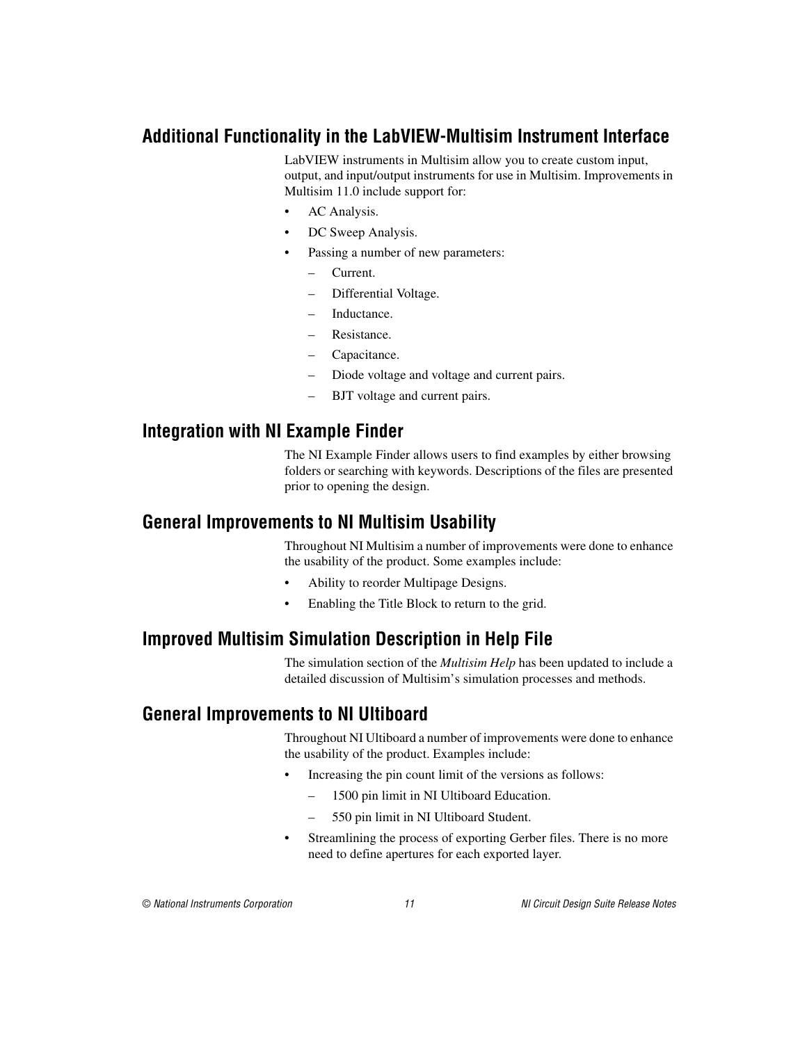## Additional Functionality in the LabVIEW-Multisim Instrument Interface

LabVIEW instruments in Multisim allow you to create custom input, output, and input/output instruments for use in Multisim. Improvements in Multisim 11.0 include support for:

- AC Analysis.
- DC Sweep Analysis.
- Passing a number of new parameters:
  - Current.
  - Differential Voltage.
  - Inductance.
  - Resistance.
  - Capacitance.
  - Diode voltage and voltage and current pairs.
  - BJT voltage and current pairs.

## Integration with NI Example Finder

The NI Example Finder allows users to find examples by either browsing folders or searching with keywords. Descriptions of the files are presented prior to opening the design.

## General Improvements to NI Multisim Usability

Throughout NI Multisim a number of improvements were done to enhance the usability of the product. Some examples include:

- Ability to reorder Multipage Designs.
- Enabling the Title Block to return to the grid.

## Improved Multisim Simulation Description in Help File

The simulation section of the *Multisim Help* has been updated to include a detailed discussion of Multisim's simulation processes and methods.

## General Improvements to NI Ultiboard

Throughout NI Ultiboard a number of improvements were done to enhance the usability of the product. Examples include:

- Increasing the pin count limit of the versions as follows:
  - 1500 pin limit in NI Ultiboard Education.
  - 550 pin limit in NI Ultiboard Student.
- Streamlining the process of exporting Gerber files. There is no more need to define apertures for each exported layer.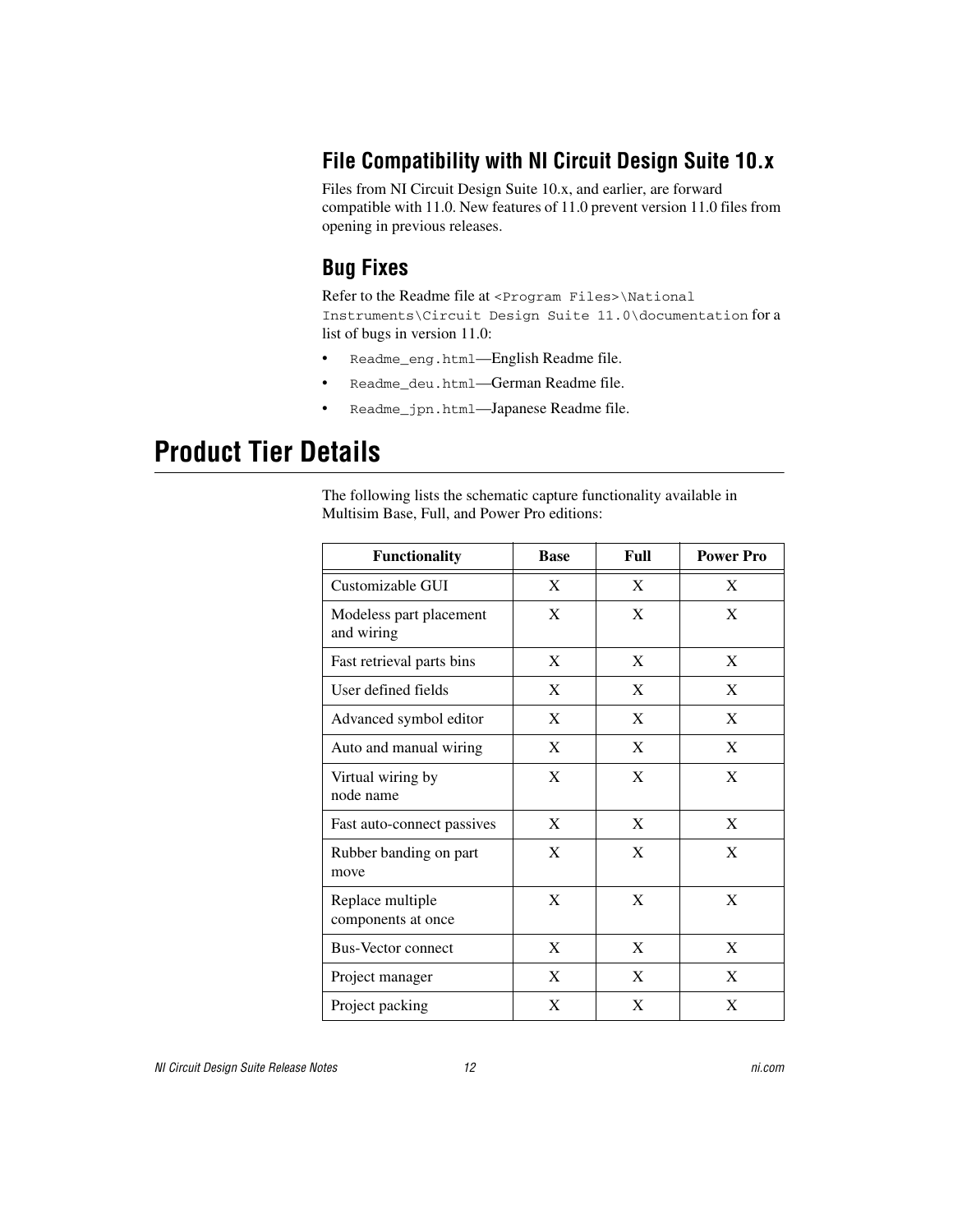### File Compatibility with NI Circuit Design Suite 10.x

Files from NI Circuit Design Suite 10.x, and earlier, are forward compatible with 11.0. New features of 11.0 prevent version 11.0 files from opening in previous releases.

### Bug Fixes

Refer to the Readme file at `<Program Files>\National Instruments\Circuit Design Suite 11.0\documentation` for a list of bugs in version 11.0:

- `Readme_eng.html`—English Readme file.
- `Readme_deu.html`—German Readme file.
- `Readme_jpn.html`—Japanese Readme file.

## Product Tier Details

The following lists the schematic capture functionality available in Multisim Base, Full, and Power Pro editions:

| Functionality | Base | Full | Power Pro |
|---|---|---|---|
| Customizable GUI | X | X | X |
| Modeless part placement and wiring | X | X | X |
| Fast retrieval parts bins | X | X | X |
| User defined fields | X | X | X |
| Advanced symbol editor | X | X | X |
| Auto and manual wiring | X | X | X |
| Virtual wiring by node name | X | X | X |
| Fast auto-connect passives | X | X | X |
| Rubber banding on part move | X | X | X |
| Replace multiple components at once | X | X | X |
| Bus-Vector connect | X | X | X |
| Project manager | X | X | X |
| Project packing | X | X | X |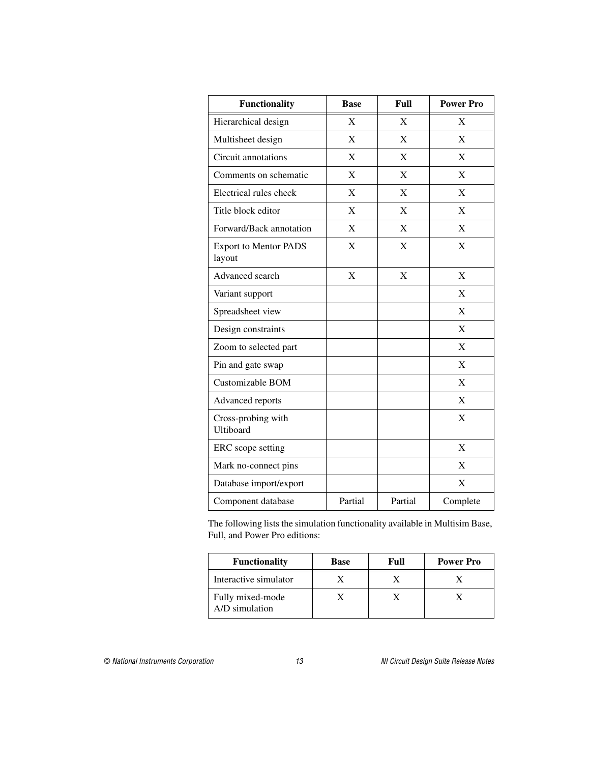| Functionality | Base | Full | Power Pro |
|---|---|---|---|
| Hierarchical design | X | X | X |
| Multisheet design | X | X | X |
| Circuit annotations | X | X | X |
| Comments on schematic | X | X | X |
| Electrical rules check | X | X | X |
| Title block editor | X | X | X |
| Forward/Back annotation | X | X | X |
| Export to Mentor PADS layout | X | X | X |
| Advanced search | X | X | X |
| Variant support | | | X |
| Spreadsheet view | | | X |
| Design constraints | | | X |
| Zoom to selected part | | | X |
| Pin and gate swap | | | X |
| Customizable BOM | | | X |
| Advanced reports | | | X |
| Cross-probing with Ultiboard | | | X |
| ERC scope setting | | | X |
| Mark no-connect pins | | | X |
| Database import/export | | | X |
| Component database | Partial | Partial | Complete |

The following lists the simulation functionality available in Multisim Base, Full, and Power Pro editions:

| Functionality | Base | Full | Power Pro |
|---|---|---|---|
| Interactive simulator | X | X | X |
| Fully mixed-mode A/D simulation | X | X | X |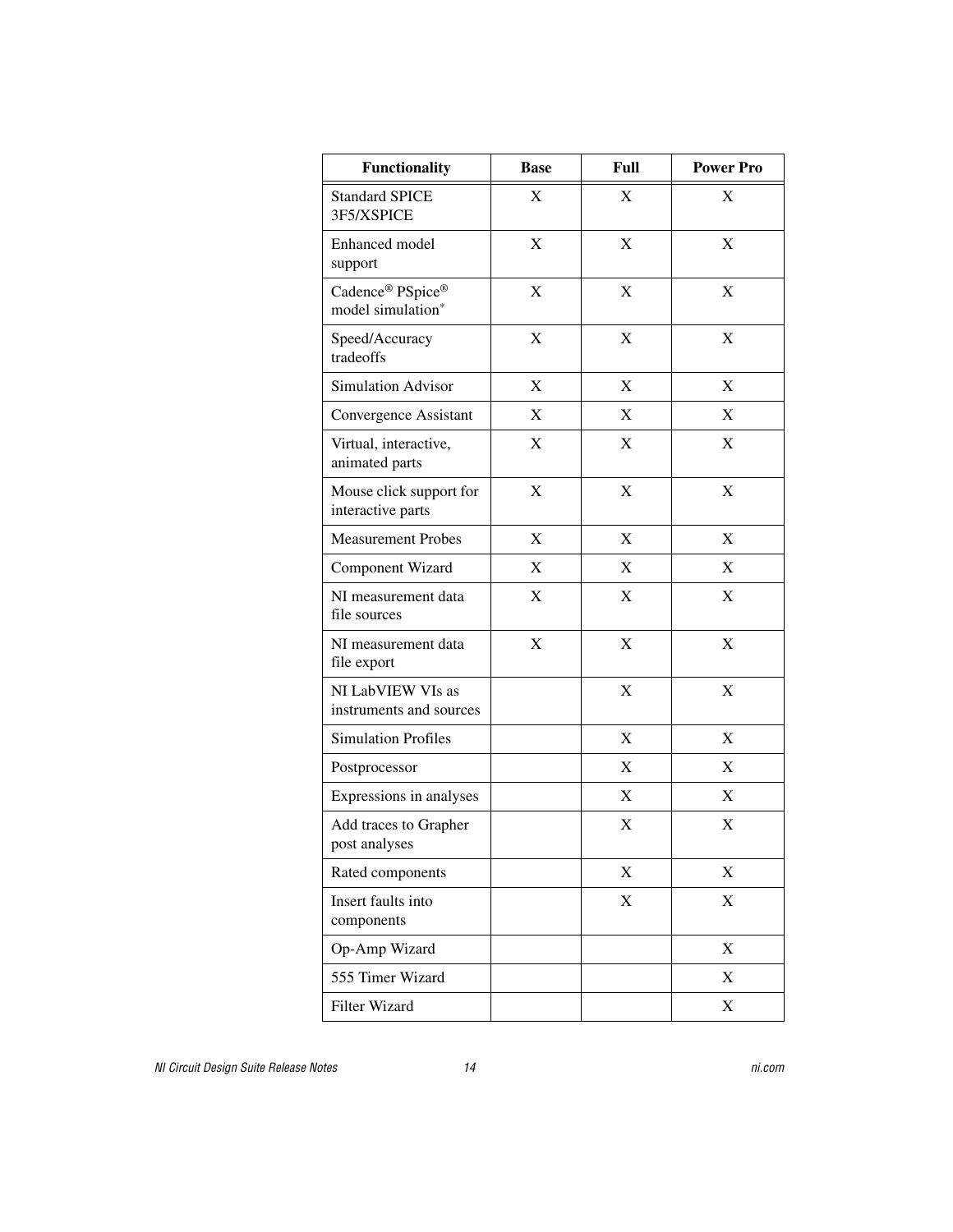| Functionality | Base | Full | Power Pro |
|---|---|---|---|
| Standard SPICE 3F5/XSPICE | X | X | X |
| Enhanced model support | X | X | X |
| Cadence® PSpice® model simulation* | X | X | X |
| Speed/Accuracy tradeoffs | X | X | X |
| Simulation Advisor | X | X | X |
| Convergence Assistant | X | X | X |
| Virtual, interactive, animated parts | X | X | X |
| Mouse click support for interactive parts | X | X | X |
| Measurement Probes | X | X | X |
| Component Wizard | X | X | X |
| NI measurement data file sources | X | X | X |
| NI measurement data file export | X | X | X |
| NI LabVIEW VIs as instruments and sources | | X | X |
| Simulation Profiles | | X | X |
| Postprocessor | | X | X |
| Expressions in analyses | | X | X |
| Add traces to Grapher post analyses | | X | X |
| Rated components | | X | X |
| Insert faults into components | | X | X |
| Op-Amp Wizard | | | X |
| 555 Timer Wizard | | | X |
| Filter Wizard | | | X |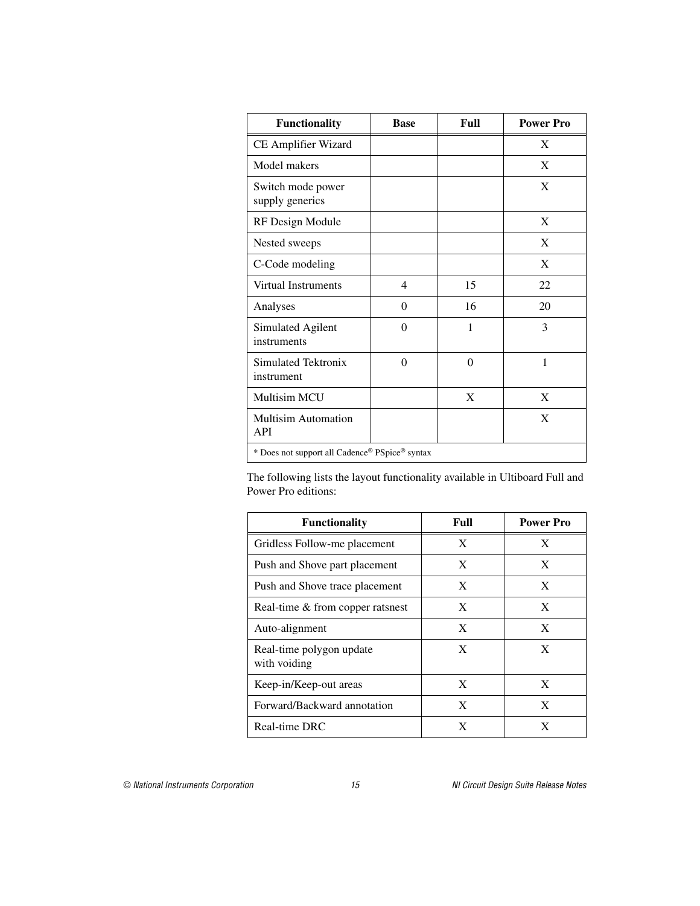| Functionality | Base | Full | Power Pro |
|---|---|---|---|
| CE Amplifier Wizard | | | X |
| Model makers | | | X |
| Switch mode power supply generics | | | X |
| RF Design Module | | | X |
| Nested sweeps | | | X |
| C-Code modeling | | | X |
| Virtual Instruments | 4 | 15 | 22 |
| Analyses | 0 | 16 | 20 |
| Simulated Agilent instruments | 0 | 1 | 3 |
| Simulated Tektronix instrument | 0 | 0 | 1 |
| Multisim MCU | | X | X |
| Multisim Automation API | | | X |
| * Does not support all Cadence® PSpice® syntax | | | |

The following lists the layout functionality available in Ultiboard Full and Power Pro editions:

| Functionality | Full | Power Pro |
|---|---|---|
| Gridless Follow-me placement | X | X |
| Push and Shove part placement | X | X |
| Push and Shove trace placement | X | X |
| Real-time & from copper ratsnest | X | X |
| Auto-alignment | X | X |
| Real-time polygon update with voiding | X | X |
| Keep-in/Keep-out areas | X | X |
| Forward/Backward annotation | X | X |
| Real-time DRC | X | X |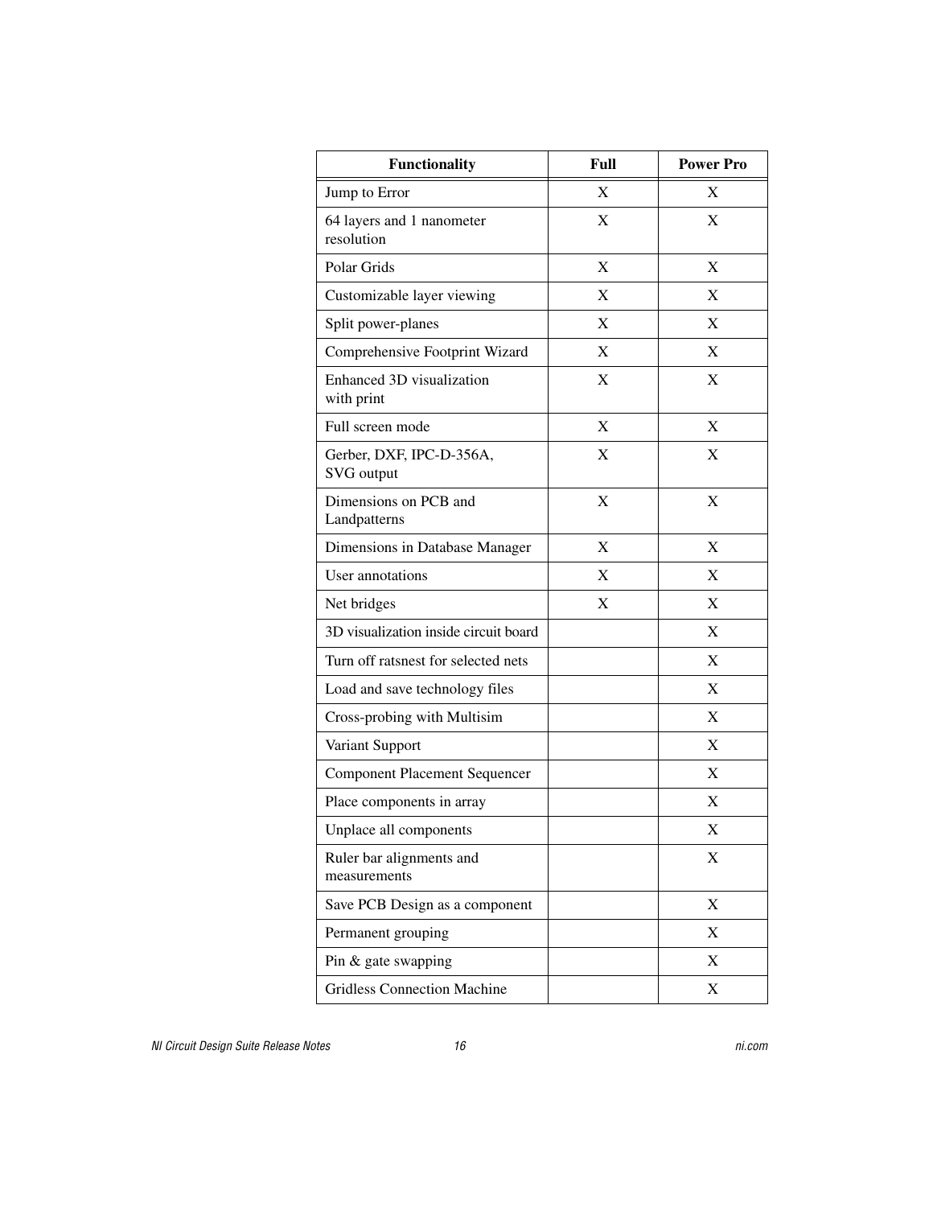| Functionality | Full | Power Pro |
|---|---|---|
| Jump to Error | X | X |
| 64 layers and 1 nanometer resolution | X | X |
| Polar Grids | X | X |
| Customizable layer viewing | X | X |
| Split power-planes | X | X |
| Comprehensive Footprint Wizard | X | X |
| Enhanced 3D visualization with print | X | X |
| Full screen mode | X | X |
| Gerber, DXF, IPC-D-356A, SVG output | X | X |
| Dimensions on PCB and Landpatterns | X | X |
| Dimensions in Database Manager | X | X |
| User annotations | X | X |
| Net bridges | X | X |
| 3D visualization inside circuit board | | X |
| Turn off ratsnest for selected nets | | X |
| Load and save technology files | | X |
| Cross-probing with Multisim | | X |
| Variant Support | | X |
| Component Placement Sequencer | | X |
| Place components in array | | X |
| Unplace all components | | X |
| Ruler bar alignments and measurements | | X |
| Save PCB Design as a component | | X |
| Permanent grouping | | X |
| Pin & gate swapping | | X |
| Gridless Connection Machine | | X |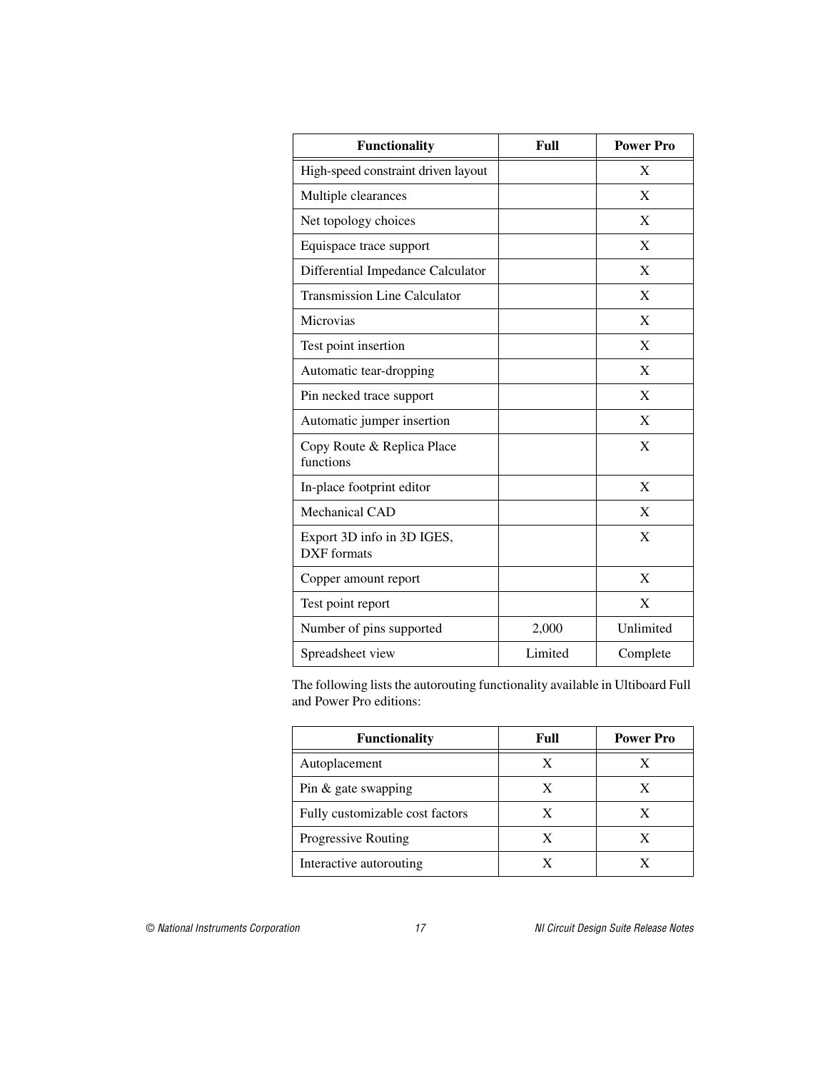| Functionality | Full | Power Pro |
| --- | --- | --- |
| High-speed constraint driven layout | | X |
| Multiple clearances | | X |
| Net topology choices | | X |
| Equispace trace support | | X |
| Differential Impedance Calculator | | X |
| Transmission Line Calculator | | X |
| Microvias | | X |
| Test point insertion | | X |
| Automatic tear-dropping | | X |
| Pin necked trace support | | X |
| Automatic jumper insertion | | X |
| Copy Route & Replica Place functions | | X |
| In-place footprint editor | | X |
| Mechanical CAD | | X |
| Export 3D info in 3D IGES, DXF formats | | X |
| Copper amount report | | X |
| Test point report | | X |
| Number of pins supported | 2,000 | Unlimited |
| Spreadsheet view | Limited | Complete |

The following lists the autorouting functionality available in Ultiboard Full and Power Pro editions:

| Functionality | Full | Power Pro |
| --- | --- | --- |
| Autoplacement | X | X |
| Pin & gate swapping | X | X |
| Fully customizable cost factors | X | X |
| Progressive Routing | X | X |
| Interactive autorouting | X | X |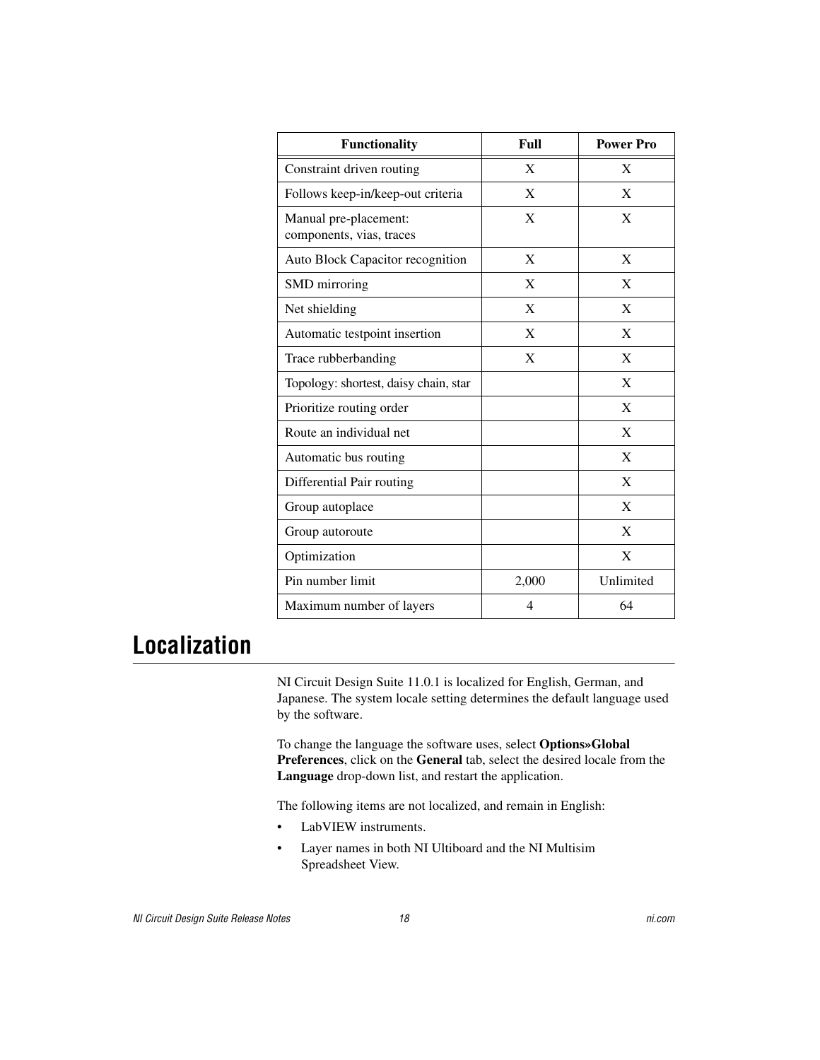| Functionality | Full | Power Pro |
|---|---|---|
| Constraint driven routing | X | X |
| Follows keep-in/keep-out criteria | X | X |
| Manual pre-placement: components, vias, traces | X | X |
| Auto Block Capacitor recognition | X | X |
| SMD mirroring | X | X |
| Net shielding | X | X |
| Automatic testpoint insertion | X | X |
| Trace rubberbanding | X | X |
| Topology: shortest, daisy chain, star | | X |
| Prioritize routing order | | X |
| Route an individual net | | X |
| Automatic bus routing | | X |
| Differential Pair routing | | X |
| Group autoplace | | X |
| Group autoroute | | X |
| Optimization | | X |
| Pin number limit | 2,000 | Unlimited |
| Maximum number of layers | 4 | 64 |

## Localization

NI Circuit Design Suite 11.0.1 is localized for English, German, and Japanese. The system locale setting determines the default language used by the software.

To change the language the software uses, select **Options»Global Preferences**, click on the **General** tab, select the desired locale from the **Language** drop-down list, and restart the application.

The following items are not localized, and remain in English:

- LabVIEW instruments.
- Layer names in both NI Ultiboard and the NI Multisim Spreadsheet View.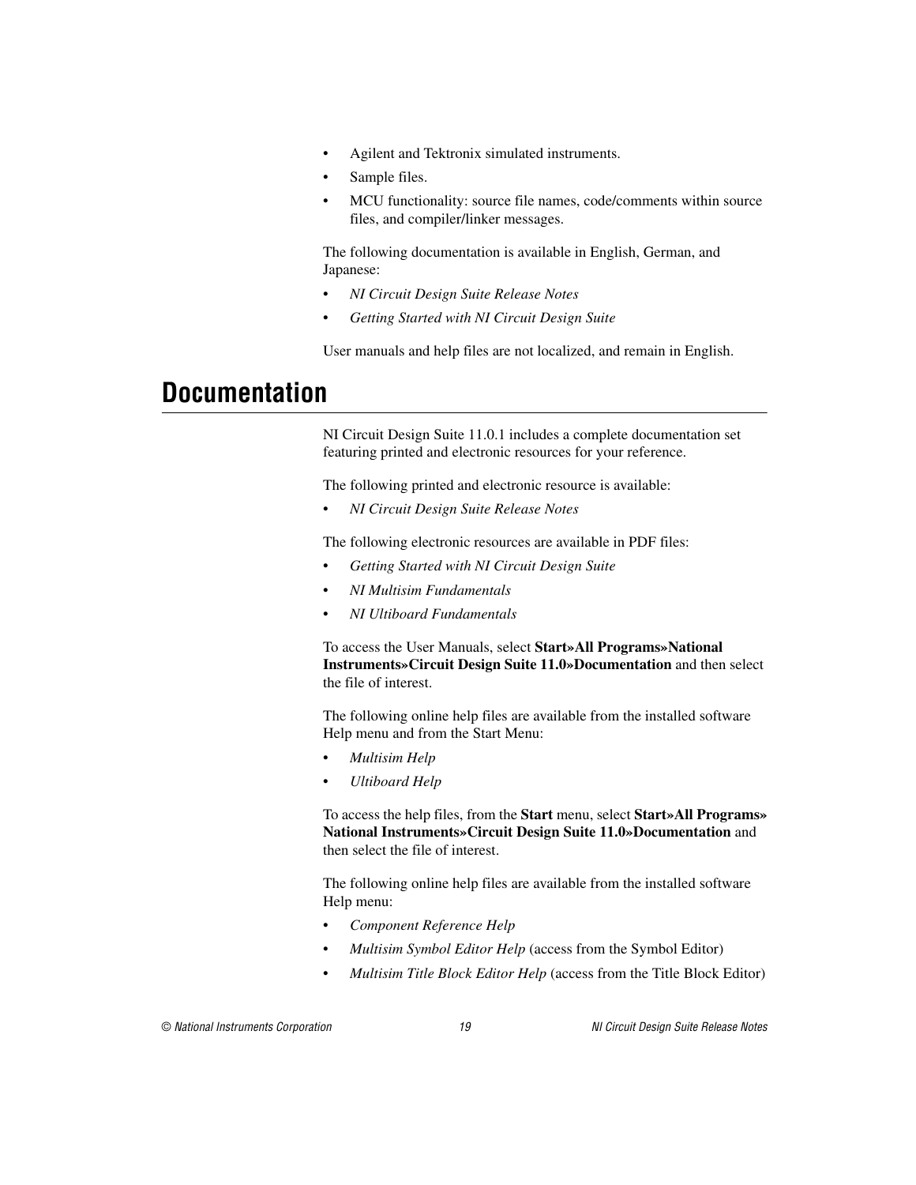- Agilent and Tektronix simulated instruments.
- Sample files.
- MCU functionality: source file names, code/comments within source files, and compiler/linker messages.

The following documentation is available in English, German, and Japanese:

- *NI Circuit Design Suite Release Notes*
- *Getting Started with NI Circuit Design Suite*

User manuals and help files are not localized, and remain in English.

# Documentation

NI Circuit Design Suite 11.0.1 includes a complete documentation set featuring printed and electronic resources for your reference.

The following printed and electronic resource is available:

- *NI Circuit Design Suite Release Notes*

The following electronic resources are available in PDF files:

- *Getting Started with NI Circuit Design Suite*
- *NI Multisim Fundamentals*
- *NI Ultiboard Fundamentals*

To access the User Manuals, select **Start»All Programs»National Instruments»Circuit Design Suite 11.0»Documentation** and then select the file of interest.

The following online help files are available from the installed software Help menu and from the Start Menu:

- *Multisim Help*
- *Ultiboard Help*

To access the help files, from the **Start** menu, select **Start»All Programs» National Instruments»Circuit Design Suite 11.0»Documentation** and then select the file of interest.

The following online help files are available from the installed software Help menu:

- *Component Reference Help*
- *Multisim Symbol Editor Help* (access from the Symbol Editor)
- *Multisim Title Block Editor Help* (access from the Title Block Editor)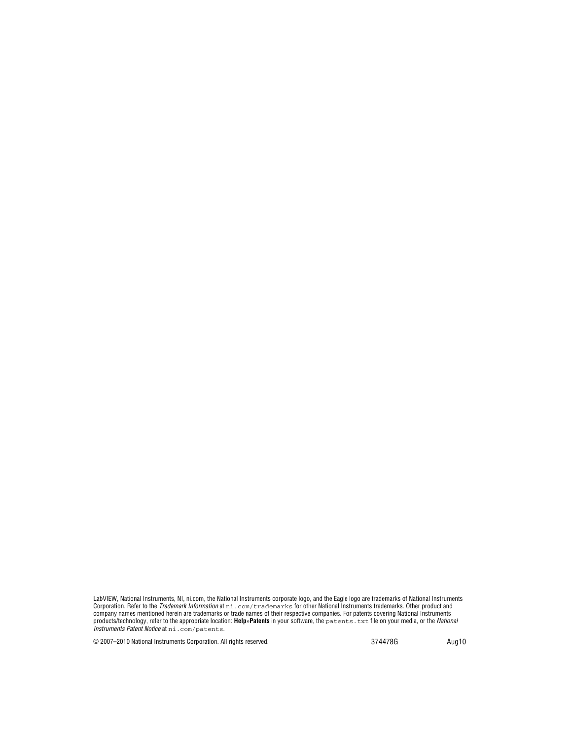LabVIEW, National Instruments, NI, ni.com, the National Instruments corporate logo, and the Eagle logo are trademarks of National Instruments Corporation. Refer to the *Trademark Information* at `ni.com/trademarks` for other National Instruments trademarks. Other product and company names mentioned herein are trademarks or trade names of their respective companies. For patents covering National Instruments products/technology, refer to the appropriate location: **Help»Patents** in your software, the `patents.txt` file on your media, or the *National Instruments Patent Notice* at `ni.com/patents`.

© 2007–2010 National Instruments Corporation. All rights reserved. 374478G Aug10